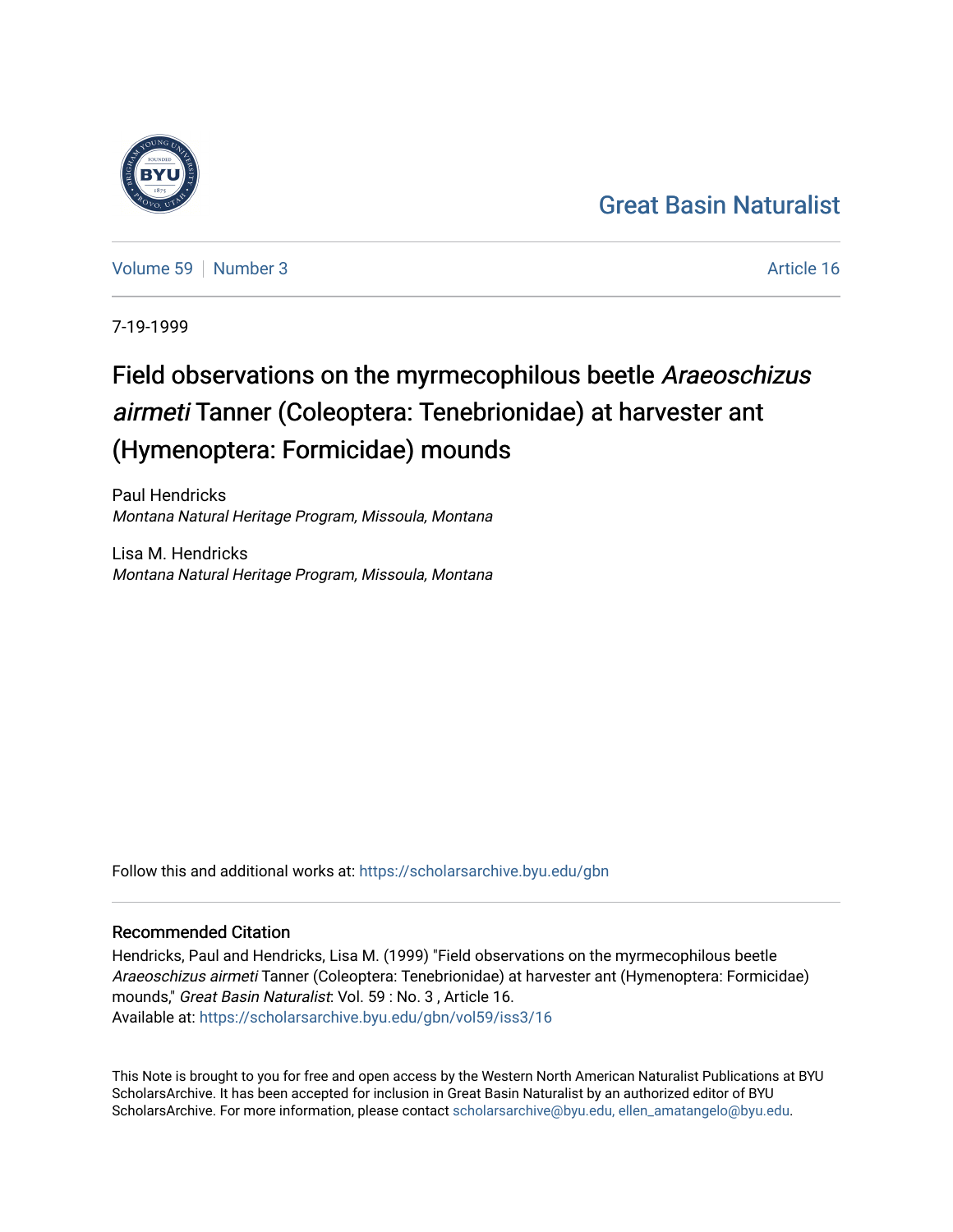Great Basin Naturalist

Volume 59 | Number 3 Article 16

7-19-1999

# Field observations on the myrmecophilous beetle *Araeoschizus airmeti* Tanner (Coleoptera: Tenebrionidae) at harvester ant (Hymenoptera: Formicidae) mounds

Paul Hendricks
*Montana Natural Heritage Program, Missoula, Montana*

Lisa M. Hendricks
*Montana Natural Heritage Program, Missoula, Montana*

Follow this and additional works at: https://scholarsarchive.byu.edu/gbn

## Recommended Citation

Hendricks, Paul and Hendricks, Lisa M. (1999) "Field observations on the myrmecophilous beetle *Araeoschizus airmeti* Tanner (Coleoptera: Tenebrionidae) at harvester ant (Hymenoptera: Formicidae) mounds," *Great Basin Naturalist*: Vol. 59 : No. 3 , Article 16.
Available at: https://scholarsarchive.byu.edu/gbn/vol59/iss3/16

This Note is brought to you for free and open access by the Western North American Naturalist Publications at BYU ScholarsArchive. It has been accepted for inclusion in Great Basin Naturalist by an authorized editor of BYU ScholarsArchive. For more information, please contact scholarsarchive@byu.edu, ellen_amatangelo@byu.edu.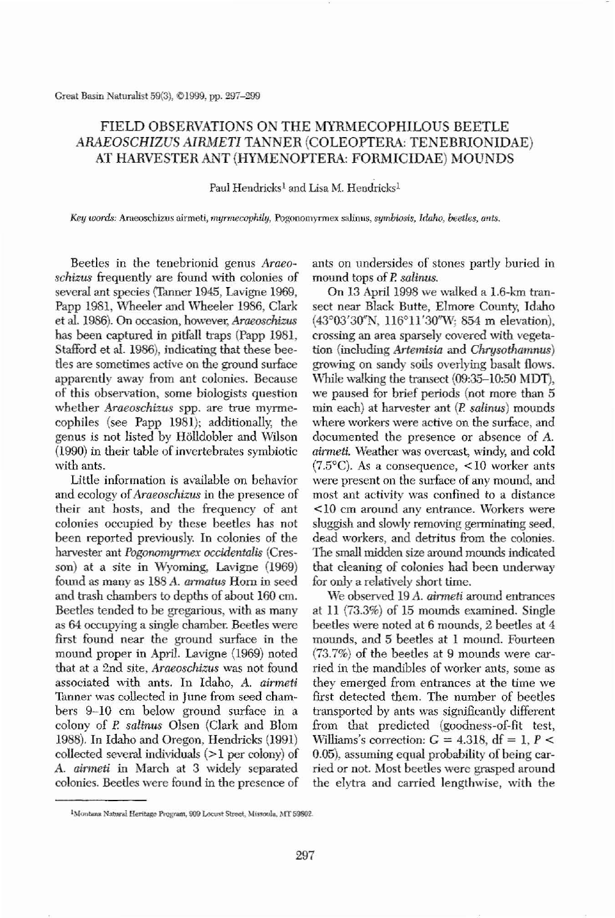# FIELD OBSERVATIONS ON THE MYRMECOPHILOUS BEETLE *ARAEOSCHIZUS AIRMETI* TANNER (COLEOPTERA: TENEBRIONIDAE) AT HARVESTER ANT (HYMENOPTERA: FORMICIDAE) MOUNDS

Paul Hendricks[1] and Lisa M. Hendricks[1]

*Key words:* Araeoschizus airmeti, *myrmecophily,* Pogonomyrmex salinus, *symbiosis, Idaho, beetles, ants.*

Beetles in the tenebrionid genus *Araeoschizus* frequently are found with colonies of several ant species (Tanner 1945, Lavigne 1969, Papp 1981, Wheeler and Wheeler 1986, Clark et al. 1986). On occasion, however, *Araeoschizus* has been captured in pitfall traps (Papp 1981, Stafford et al. 1986), indicating that these beetles are sometimes active on the ground surface apparently away from ant colonies. Because of this observation, some biologists question whether *Araeoschizus* spp. are true myrmecophiles (see Papp 1981); additionally, the genus is not listed by Hölldobler and Wilson (1990) in their table of invertebrates symbiotic with ants.

Little information is available on behavior and ecology of *Araeoschizus* in the presence of their ant hosts, and the frequency of ant colonies occupied by these beetles has not been reported previously. In colonies of the harvester ant *Pogonomyrmex occidentalis* (Cresson) at a site in Wyoming, Lavigne (1969) found as many as 188 *A. armatus* Horn in seed and trash chambers to depths of about 160 cm. Beetles tended to be gregarious, with as many as 64 occupying a single chamber. Beetles were first found near the ground surface in the mound proper in April. Lavigne (1969) noted that at a 2nd site, *Araeoschizus* was not found associated with ants. In Idaho, *A. airmeti* Tanner was collected in June from seed chambers 9–10 cm below ground surface in a colony of *P. salinus* Olsen (Clark and Blom 1988). In Idaho and Oregon, Hendricks (1991) collected several individuals (>1 per colony) of *A. airmeti* in March at 3 widely separated colonies. Beetles were found in the presence of ants on undersides of stones partly buried in mound tops of *P. salinus.*

On 13 April 1998 we walked a 1.6-km transect near Black Butte, Elmore County, Idaho (43°03′30″N, 116°11′30″W; 854 m elevation), crossing an area sparsely covered with vegetation (including *Artemisia* and *Chrysothamnus*) growing on sandy soils overlying basalt flows. While walking the transect (09:35–10:50 MDT), we paused for brief periods (not more than 5 min each) at harvester ant (*P. salinus*) mounds where workers were active on the surface, and documented the presence or absence of *A. airmeti.* Weather was overcast, windy, and cold (7.5°C). As a consequence, <10 worker ants were present on the surface of any mound, and most ant activity was confined to a distance <10 cm around any entrance. Workers were sluggish and slowly removing germinating seed, dead workers, and detritus from the colonies. The small midden size around mounds indicated that cleaning of colonies had been underway for only a relatively short time.

We observed 19 *A. airmeti* around entrances at 11 (73.3%) of 15 mounds examined. Single beetles were noted at 6 mounds, 2 beetles at 4 mounds, and 5 beetles at 1 mound. Fourteen (73.7%) of the beetles at 9 mounds were carried in the mandibles of worker ants, some as they emerged from entrances at the time we first detected them. The number of beetles transported by ants was significantly different from that predicted (goodness-of-fit test, Williams's correction: $G = 4.318$, $df = 1$, $P < 0.05$), assuming equal probability of being carried or not. Most beetles were grasped around the elytra and carried lengthwise, with the

[1]Montana Natural Heritage Program, 909 Locust Street, Missoula, MT 59802.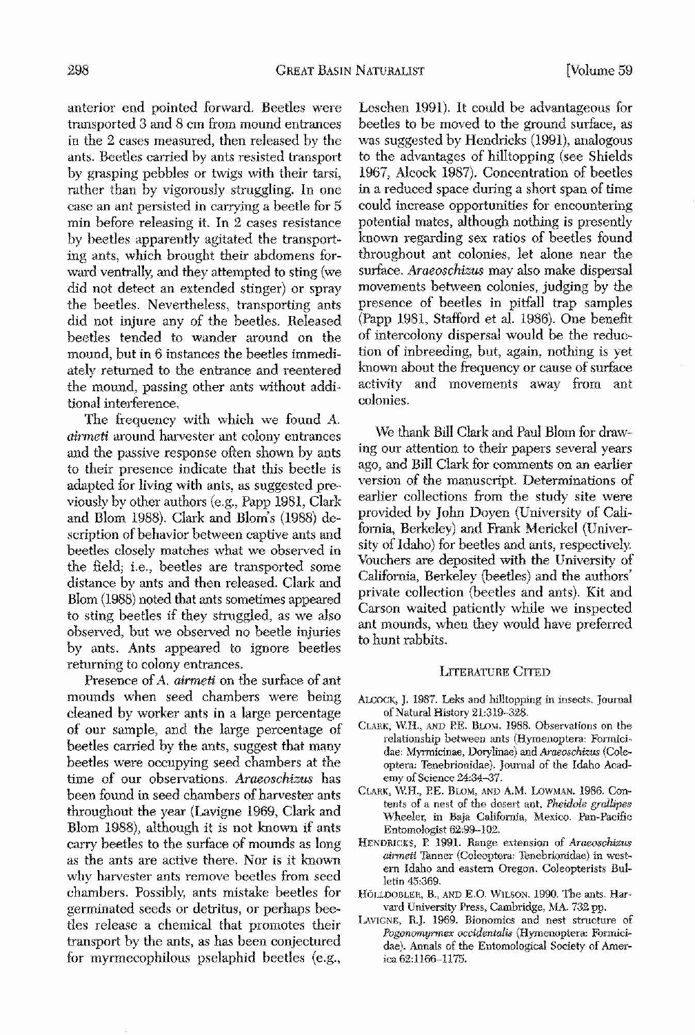anterior end pointed forward. Beetles were transported 3 and 8 cm from mound entrances in the 2 cases measured, then released by the ants. Beetles carried by ants resisted transport by grasping pebbles or twigs with their tarsi, rather than by vigorously struggling. In one case an ant persisted in carrying a beetle for 5 min before releasing it. In 2 cases resistance by beetles apparently agitated the transporting ants, which brought their abdomens forward ventrally, and they attempted to sting (we did not detect an extended stinger) or spray the beetles. Nevertheless, transporting ants did not injure any of the beetles. Released beetles tended to wander around on the mound, but in 6 instances the beetles immediately returned to the entrance and reentered the mound, passing other ants without additional interference.

The frequency with which we found *A. airmeti* around harvester ant colony entrances and the passive response often shown by ants to their presence indicate that this beetle is adapted for living with ants, as suggested previously by other authors (e.g., Papp 1981, Clark and Blom 1988). Clark and Blom's (1988) description of behavior between captive ants and beetles closely matches what we observed in the field; i.e., beetles are transported some distance by ants and then released. Clark and Blom (1988) noted that ants sometimes appeared to sting beetles if they struggled, as we also observed, but we observed no beetle injuries by ants. Ants appeared to ignore beetles returning to colony entrances.

Presence of *A. airmeti* on the surface of ant mounds when seed chambers were being cleaned by worker ants in a large percentage of our sample, and the large percentage of beetles carried by the ants, suggest that many beetles were occupying seed chambers at the time of our observations. *Araeoschizus* has been found in seed chambers of harvester ants throughout the year (Lavigne 1969, Clark and Blom 1988), although it is not known if ants carry beetles to the surface of mounds as long as the ants are active there. Nor is it known why harvester ants remove beetles from seed chambers. Possibly, ants mistake beetles for germinated seeds or detritus, or perhaps beetles release a chemical that promotes their transport by the ants, as has been conjectured for myrmecophilous pselaphid beetles (e.g., Leschen 1991). It could be advantageous for beetles to be moved to the ground surface, as was suggested by Hendricks (1991), analogous to the advantages of hilltopping (see Shields 1967, Alcock 1987). Concentration of beetles in a reduced space during a short span of time could increase opportunities for encountering potential mates, although nothing is presently known regarding sex ratios of beetles found throughout ant colonies, let alone near the surface. *Araeoschizus* may also make dispersal movements between colonies, judging by the presence of beetles in pitfall trap samples (Papp 1981, Stafford et al. 1986). One benefit of intercolony dispersal would be the reduction of inbreeding, but, again, nothing is yet known about the frequency or cause of surface activity and movements away from ant colonies.

We thank Bill Clark and Paul Blom for drawing our attention to their papers several years ago, and Bill Clark for comments on an earlier version of the manuscript. Determinations of earlier collections from the study site were provided by John Doyen (University of California, Berkeley) and Frank Merickel (University of Idaho) for beetles and ants, respectively. Vouchers are deposited with the University of California, Berkeley (beetles) and the authors' private collection (beetles and ants). Kit and Carson waited patiently while we inspected ant mounds, when they would have preferred to hunt rabbits.

## Literature Cited

Alcock, J. 1987. Leks and hilltopping in insects. Journal of Natural History 21:319–328.

Clark, W.H., and P.E. Blom. 1988. Observations on the relationship between ants (Hymenoptera: Formicidae: Myrmicinae, Dorylinae) and *Araeoschizus* (Coleoptera: Tenebrionidae). Journal of the Idaho Academy of Science 24:34–37.

Clark, W.H., P.E. Blom, and A.M. Lowman. 1986. Contents of a nest of the desert ant, *Pheidole grallipes* Wheeler, in Baja California, Mexico. Pan-Pacific Entomologist 62:99–102.

Hendricks, P. 1991. Range extension of *Araeoschizus airmeti* Tanner (Coleoptera: Tenebrionidae) in western Idaho and eastern Oregon. Coleopterists Bulletin 45:369.

Hölldobler, B., and E.O. Wilson. 1990. The ants. Harvard University Press, Cambridge, MA. 732 pp.

Lavigne, R.J. 1969. Bionomics and nest structure of *Pogonomyrmex occidentalis* (Hymenoptera: Formicidae). Annals of the Entomological Society of America 62:1166–1175.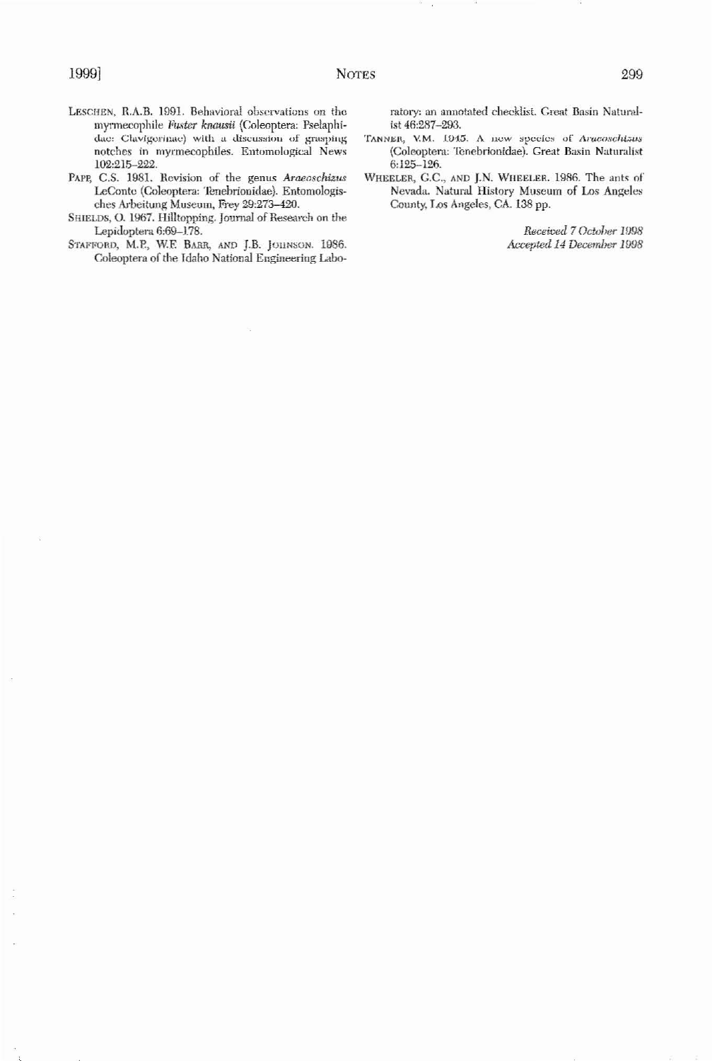LESCHEN, R.A.B. 1991. Behavioral observations on the myrmecophile *Fustiger knausii* (Coleoptera: Pselaphidae: Clavigerinae) with a discussion of grasping notches in myrmecophiles. Entomological News 102:215–222.

PAPE, C.S. 1981. Revision of the genus *Araeoschizus* LeConte (Coleoptera: Tenebrionidae). Entomologisches Arbeitung Museum, Frey 29:273–420.

SHIELDS, O. 1967. Hilltopping. Journal of Research on the Lepidoptera 6:69–178.

STAFFORD, M.P., W.F. BARR, AND J.B. JOHNSON. 1986. Coleoptera of the Idaho National Engineering Laboratory: an annotated checklist. Great Basin Naturalist 46:287–293.

TANNER, V.M. 1945. A new species of *Araeoschizus* (Coleoptera: Tenebrionidae). Great Basin Naturalist 6:125–126.

WHEELER, G.C., AND J.N. WHEELER. 1986. The ants of Nevada. Natural History Museum of Los Angeles County, Los Angeles, CA. 138 pp.

*Received 7 October 1998*
*Accepted 14 December 1998*